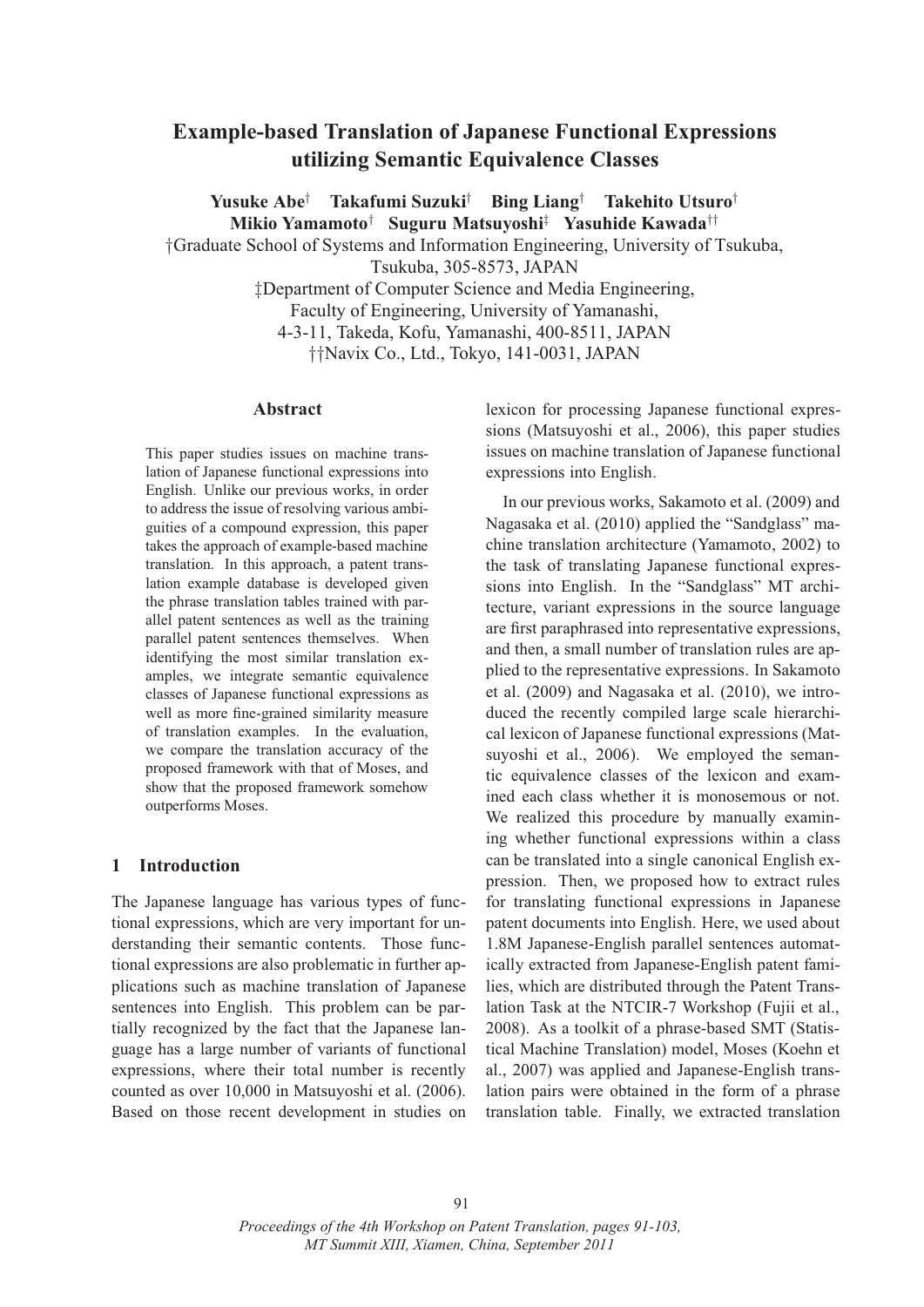# Example-based Translation of Japanese Functional Expressions utilizing Semantic Equivalence Classes

**Yusuke Abe**[†] **Takafumi Suzuki**[†] **Bing Liang**[†] **Takehito Utsuro**[†]
**Mikio Yamamoto**[†] **Suguru Matsuyoshi**[‡] **Yasuhide Kawada**[††]

†Graduate School of Systems and Information Engineering, University of Tsukuba, Tsukuba, 305-8573, JAPAN

‡Department of Computer Science and Media Engineering, Faculty of Engineering, University of Yamanashi, 4-3-11, Takeda, Kofu, Yamanashi, 400-8511, JAPAN

††Navix Co., Ltd., Tokyo, 141-0031, JAPAN

## Abstract

This paper studies issues on machine translation of Japanese functional expressions into English. Unlike our previous works, in order to address the issue of resolving various ambiguities of a compound expression, this paper takes the approach of example-based machine translation. In this approach, a patent translation example database is developed given the phrase translation tables trained with parallel patent sentences as well as the training parallel patent sentences themselves. When identifying the most similar translation examples, we integrate semantic equivalence classes of Japanese functional expressions as well as more fine-grained similarity measure of translation examples. In the evaluation, we compare the translation accuracy of the proposed framework with that of Moses, and show that the proposed framework somehow outperforms Moses.

## 1 Introduction

The Japanese language has various types of functional expressions, which are very important for understanding their semantic contents. Those functional expressions are also problematic in further applications such as machine translation of Japanese sentences into English. This problem can be partially recognized by the fact that the Japanese language has a large number of variants of functional expressions, where their total number is recently counted as over 10,000 in Matsuyoshi et al. (2006). Based on those recent development in studies on lexicon for processing Japanese functional expressions (Matsuyoshi et al., 2006), this paper studies issues on machine translation of Japanese functional expressions into English.

In our previous works, Sakamoto et al. (2009) and Nagasaka et al. (2010) applied the "Sandglass" machine translation architecture (Yamamoto, 2002) to the task of translating Japanese functional expressions into English. In the "Sandglass" MT architecture, variant expressions in the source language are first paraphrased into representative expressions, and then, a small number of translation rules are applied to the representative expressions. In Sakamoto et al. (2009) and Nagasaka et al. (2010), we introduced the recently compiled large scale hierarchical lexicon of Japanese functional expressions (Matsuyoshi et al., 2006). We employed the semantic equivalence classes of the lexicon and examined each class whether it is monosemous or not. We realized this procedure by manually examining whether functional expressions within a class can be translated into a single canonical English expression. Then, we proposed how to extract rules for translating functional expressions in Japanese patent documents into English. Here, we used about 1.8M Japanese-English parallel sentences automatically extracted from Japanese-English patent families, which are distributed through the Patent Translation Task at the NTCIR-7 Workshop (Fujii et al., 2008). As a toolkit of a phrase-based SMT (Statistical Machine Translation) model, Moses (Koehn et al., 2007) was applied and Japanese-English translation pairs were obtained in the form of a phrase translation table. Finally, we extracted translation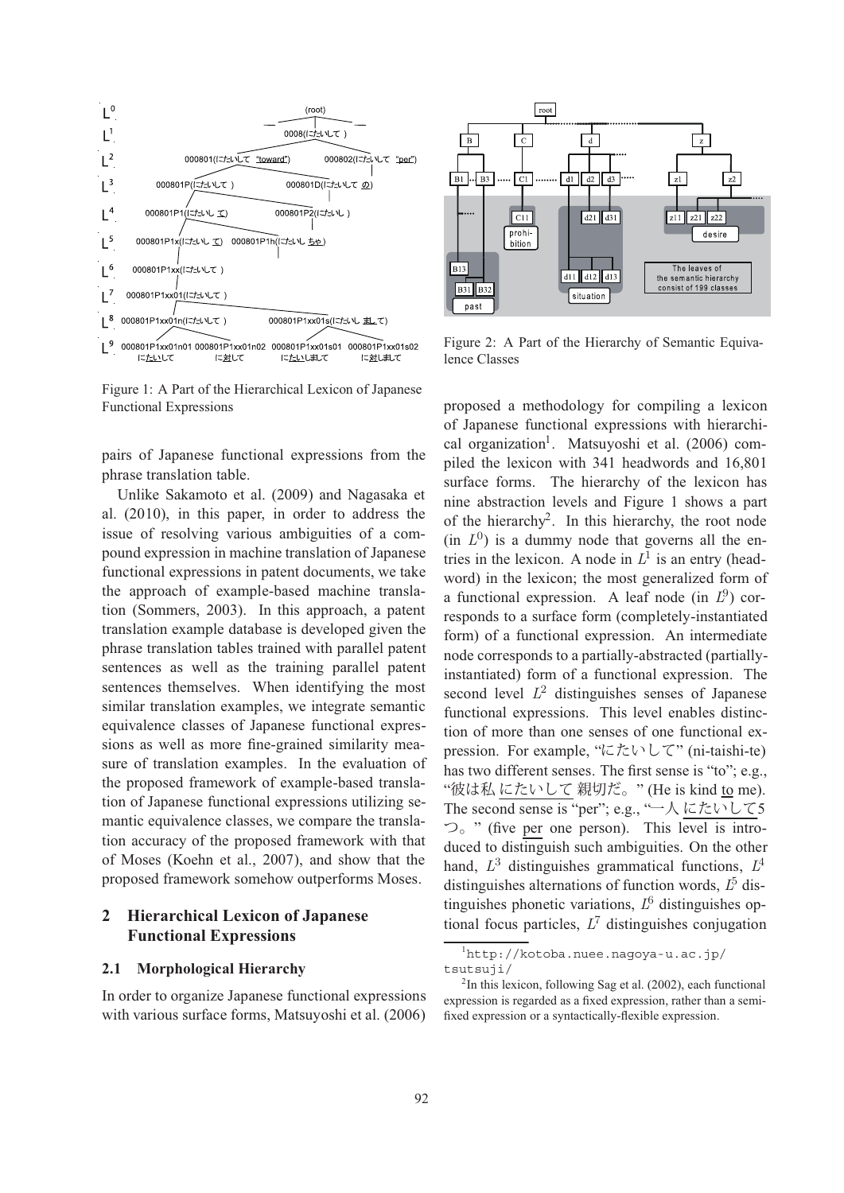Figure 1: A Part of the Hierarchical Lexicon of Japanese Functional Expressions

pairs of Japanese functional expressions from the phrase translation table.

Unlike Sakamoto et al. (2009) and Nagasaka et al. (2010), in this paper, in order to address the issue of resolving various ambiguities of a compound expression in machine translation of Japanese functional expressions in patent documents, we take the approach of example-based machine translation (Sommers, 2003). In this approach, a patent translation example database is developed given the phrase translation tables trained with parallel patent sentences as well as the training parallel patent sentences themselves. When identifying the most similar translation examples, we integrate semantic equivalence classes of Japanese functional expressions as well as more fine-grained similarity measure of translation examples. In the evaluation of the proposed framework of example-based translation of Japanese functional expressions utilizing semantic equivalence classes, we compare the translation accuracy of the proposed framework with that of Moses (Koehn et al., 2007), and show that the proposed framework somehow outperforms Moses.

## 2 Hierarchical Lexicon of Japanese Functional Expressions

### 2.1 Morphological Hierarchy

In order to organize Japanese functional expressions with various surface forms, Matsuyoshi et al. (2006) proposed a methodology for compiling a lexicon of Japanese functional expressions with hierarchical organization[1]. Matsuyoshi et al. (2006) compiled the lexicon with 341 headwords and 16,801 surface forms. The hierarchy of the lexicon has nine abstraction levels and Figure 1 shows a part of the hierarchy[2]. In this hierarchy, the root node (in $L^0$) is a dummy node that governs all the entries in the lexicon. A node in $L^1$ is an entry (headword) in the lexicon; the most generalized form of a functional expression. A leaf node (in $L^9$) corresponds to a surface form (completely-instantiated form) of a functional expression. An intermediate node corresponds to a partially-abstracted (partially-instantiated) form of a functional expression. The second level $L^2$ distinguishes senses of Japanese functional expressions. This level enables distinction of more than one senses of one functional expression. For example, "にたいして" (ni-taishi-te) has two different senses. The first sense is "to"; e.g., "彼は私 にたいして 親切だ。" (He is kind to me). The second sense is "per"; e.g., "一人 にたいして5つ。" (five per one person). This level is introduced to distinguish such ambiguities. On the other hand, $L^3$ distinguishes grammatical functions, $L^4$ distinguishes alternations of function words, $L^5$ distinguishes phonetic variations, $L^6$ distinguishes optional focus particles, $L^7$ distinguishes conjugation

Figure 2: A Part of the Hierarchy of Semantic Equivalence Classes

[1] http://kotoba.nuee.nagoya-u.ac.jp/tsutsuji/

[2] In this lexicon, following Sag et al. (2002), each functional expression is regarded as a fixed expression, rather than a semi-fixed expression or a syntactically-flexible expression.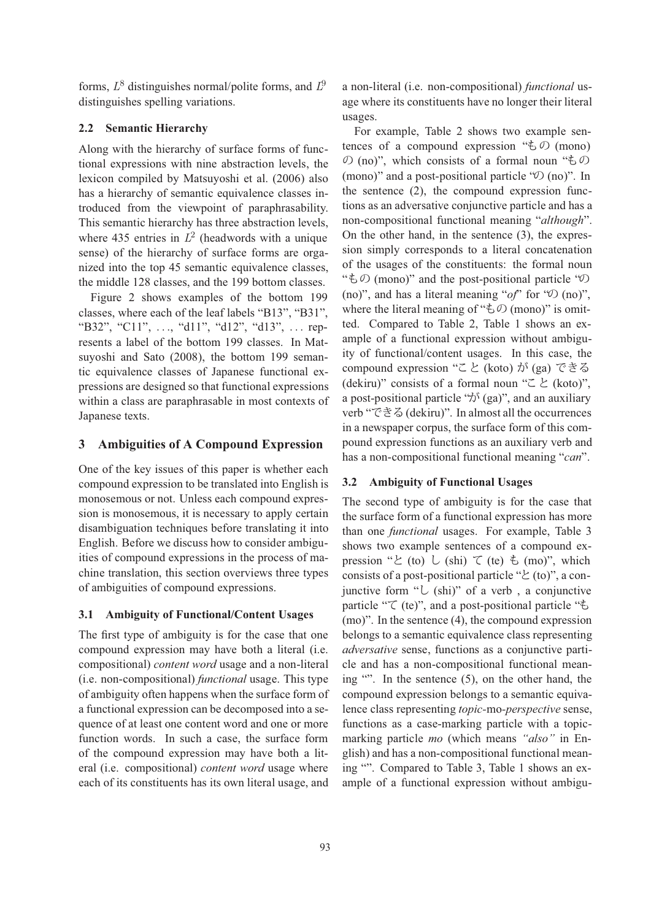forms, $L^8$ distinguishes normal/polite forms, and $L^9$ distinguishes spelling variations.

### 2.2 Semantic Hierarchy

Along with the hierarchy of surface forms of functional expressions with nine abstraction levels, the lexicon compiled by Matsuyoshi et al. (2006) also has a hierarchy of semantic equivalence classes introduced from the viewpoint of paraphrasability. This semantic hierarchy has three abstraction levels, where 435 entries in $L^2$ (headwords with a unique sense) of the hierarchy of surface forms are organized into the top 45 semantic equivalence classes, the middle 128 classes, and the 199 bottom classes.

Figure 2 shows examples of the bottom 199 classes, where each of the leaf labels "B13", "B31", "B32", "C11", ..., "d11", "d12", "d13", ... represents a label of the bottom 199 classes. In Matsuyoshi and Sato (2008), the bottom 199 semantic equivalence classes of Japanese functional expressions are designed so that functional expressions within a class are paraphrasable in most contexts of Japanese texts.

## 3 Ambiguities of A Compound Expression

One of the key issues of this paper is whether each compound expression to be translated into English is monosemous or not. Unless each compound expression is monosemous, it is necessary to apply certain disambiguation techniques before translating it into English. Before we discuss how to consider ambiguities of compound expressions in the process of machine translation, this section overviews three types of ambiguities of compound expressions.

### 3.1 Ambiguity of Functional/Content Usages

The first type of ambiguity is for the case that one compound expression may have both a literal (i.e. compositional) *content word* usage and a non-literal (i.e. non-compositional) *functional* usage. This type of ambiguity often happens when the surface form of a functional expression can be decomposed into a sequence of at least one content word and one or more function words. In such a case, the surface form of the compound expression may have both a literal (i.e. compositional) *content word* usage where each of its constituents has its own literal usage, and a non-literal (i.e. non-compositional) *functional* usage where its constituents have no longer their literal usages.

For example, Table 2 shows two example sentences of a compound expression "もの (mono) の (no)", which consists of a formal noun "もの (mono)" and a post-positional particle "の (no)". In the sentence (2), the compound expression functions as an adversative conjunctive particle and has a non-compositional functional meaning "*although*". On the other hand, in the sentence (3), the expression simply corresponds to a literal concatenation of the usages of the constituents: the formal noun "もの (mono)" and the post-positional particle "の (no)", and has a literal meaning "*of*" for "の (no)", where the literal meaning of "もの (mono)" is omitted. Compared to Table 2, Table 1 shows an example of a functional expression without ambiguity of functional/content usages. In this case, the compound expression "こと (koto) が (ga) できる (dekiru)" consists of a formal noun "こと (koto)", a post-positional particle "が (ga)", and an auxiliary verb "できる (dekiru)". In almost all the occurrences in a newspaper corpus, the surface form of this compound expression functions as an auxiliary verb and has a non-compositional functional meaning "*can*".

### 3.2 Ambiguity of Functional Usages

The second type of ambiguity is for the case that the surface form of a functional expression has more than one *functional* usages. For example, Table 3 shows two example sentences of a compound expression "と (to) し (shi) て (te) も (mo)", which consists of a post-positional particle "と (to)", a conjunctive form "し (shi)" of a verb , a conjunctive particle "て (te)", and a post-positional particle "も (mo)". In the sentence (4), the compound expression belongs to a semantic equivalence class representing *adversative* sense, functions as a conjunctive particle and has a non-compositional functional meaning "". In the sentence (5), on the other hand, the compound expression belongs to a semantic equivalence class representing *topic*-mo-*perspective* sense, functions as a case-marking particle with a topic-marking particle *mo* (which means *"also"* in English) and has a non-compositional functional meaning "". Compared to Table 3, Table 1 shows an example of a functional expression without ambigu-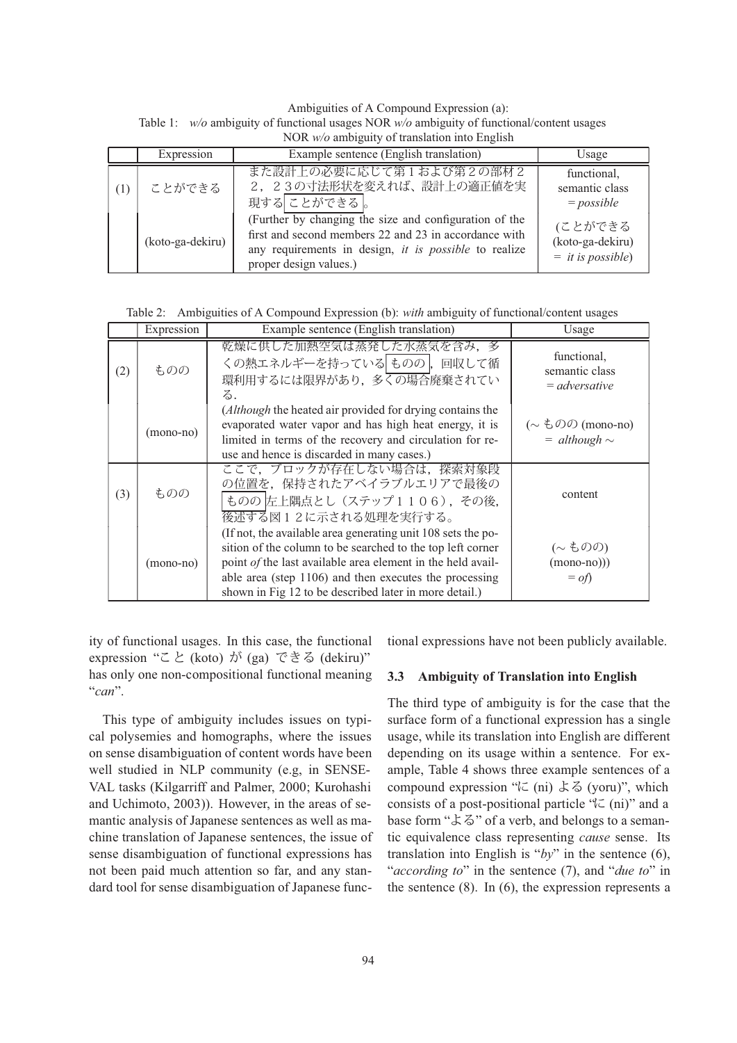Ambiguities of A Compound Expression (a):
Table 1: *w/o* ambiguity of functional usages NOR *w/o* ambiguity of functional/content usages NOR *w/o* ambiguity of translation into English

| | Expression | Example sentence (English translation) | Usage |
|---|---|---|---|
| (1) | ことができる | また設計上の必要に応じて第１および第２の部材２２，２３の寸法形状を変えれば、設計上の適正値を実現する ことができる 。 | functional, semantic class = *possible* |
| | (koto-ga-dekiru) | (Further by changing the size and configuration of the first and second members 22 and 23 in accordance with any requirements in design, *it is possible* to realize proper design values.) | (ことができる (koto-ga-dekiru) = *it is possible*) |

Table 2: Ambiguities of A Compound Expression (b): *with* ambiguity of functional/content usages

| | Expression | Example sentence (English translation) | Usage |
|---|---|---|---|
| (2) | ものの | 乾燥に供した加熱空気は蒸発した水蒸気を含み，多くの熱エネルギーを持っている ものの ，回収して循環利用するには限界があり，多くの場合廃棄されている． | functional, semantic class = *adversative* |
| | (mono-no) | (*Although* the heated air provided for drying contains the evaporated water vapor and has high heat energy, it is limited in terms of the recovery and circulation for re-use and hence is discarded in many cases.) | (∼ ものの (mono-no) = *although* ∼ |
| (3) | ものの | ここで，ブロックが存在しない場合は，探索対象段の位置を，保持されたアベイラブルエリアで最後の ものの 左上隅点とし（ステップ１１０６），その後，後述する図１２に示される処理を実行する。 | content |
| | (mono-no) | (If not, the available area generating unit 108 sets the position of the column to be searched to the top left corner point *of* the last available area element in the held available area (step 1106) and then executes the processing shown in Fig 12 to be described later in more detail.) | (∼ ものの) (mono-no))) = *of*) |

ity of functional usages. In this case, the functional expression "こと (koto) が (ga) できる (dekiru)" has only one non-compositional functional meaning "*can*".

This type of ambiguity includes issues on typical polysemies and homographs, where the issues on sense disambiguation of content words have been well studied in NLP community (e.g, in SENSEVAL tasks (Kilgarriff and Palmer, 2000; Kurohashi and Uchimoto, 2003)). However, in the areas of semantic analysis of Japanese sentences as well as machine translation of Japanese sentences, the issue of sense disambiguation of functional expressions has not been paid much attention so far, and any standard tool for sense disambiguation of Japanese functional expressions have not been publicly available.

### 3.3 Ambiguity of Translation into English

The third type of ambiguity is for the case that the surface form of a functional expression has a single usage, while its translation into English are different depending on its usage within a sentence. For example, Table 4 shows three example sentences of a compound expression "に (ni) よる (yoru)", which consists of a post-positional particle "に (ni)" and a base form "よる" of a verb, and belongs to a semantic equivalence class representing *cause* sense. Its translation into English is "*by*" in the sentence (6), "*according to*" in the sentence (7), and "*due to*" in the sentence (8). In (6), the expression represents a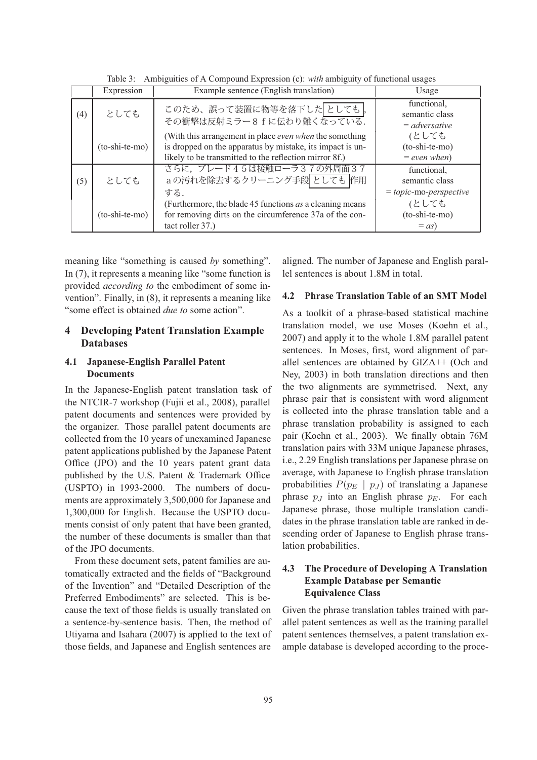Table 3: Ambiguities of A Compound Expression (c): *with* ambiguity of functional usages

| | Expression | Example sentence (English translation) | Usage |
|---|---|---|---|
| (4) | としても (to-shi-te-mo) | このため、誤って装置に物等を落下した としても ,その衝撃は反射ミラー８ｆに伝わり難くなっている. (With this arrangement in place *even when* the something is dropped on the apparatus by mistake, its impact is unlikely to be transmitted to the reflection mirror 8f.) | functional, semantic class = *adversative* (としても (to-shi-te-mo) = *even when*) |
| (5) | としても (to-shi-te-mo) | さらに，ブレード４５は接触ローラ３７の外周面３７ａの汚れを除去するクリーニング手段 としても 作用する. (Furthermore, the blade 45 functions *as* a cleaning means for removing dirts on the circumference 37a of the contact roller 37.) | functional, semantic class = *topic*-mo-*perspective* (としても (to-shi-te-mo) = *as*) |

meaning like "something is caused *by* something". In (7), it represents a meaning like "some function is provided *according to* the embodiment of some invention". Finally, in (8), it represents a meaning like "some effect is obtained *due to* some action".

## 4 Developing Patent Translation Example Databases

### 4.1 Japanese-English Parallel Patent Documents

In the Japanese-English patent translation task of the NTCIR-7 workshop (Fujii et al., 2008), parallel patent documents and sentences were provided by the organizer. Those parallel patent documents are collected from the 10 years of unexamined Japanese patent applications published by the Japanese Patent Office (JPO) and the 10 years patent grant data published by the U.S. Patent & Trademark Office (USPTO) in 1993-2000. The numbers of documents are approximately 3,500,000 for Japanese and 1,300,000 for English. Because the USPTO documents consist of only patent that have been granted, the number of these documents is smaller than that of the JPO documents.

From these document sets, patent families are automatically extracted and the fields of "Background of the Invention" and "Detailed Description of the Preferred Embodiments" are selected. This is because the text of those fields is usually translated on a sentence-by-sentence basis. Then, the method of Utiyama and Isahara (2007) is applied to the text of those fields, and Japanese and English sentences are aligned. The number of Japanese and English parallel sentences is about 1.8M in total.

### 4.2 Phrase Translation Table of an SMT Model

As a toolkit of a phrase-based statistical machine translation model, we use Moses (Koehn et al., 2007) and apply it to the whole 1.8M parallel patent sentences. In Moses, first, word alignment of parallel sentences are obtained by GIZA++ (Och and Ney, 2003) in both translation directions and then the two alignments are symmetrised. Next, any phrase pair that is consistent with word alignment is collected into the phrase translation table and a phrase translation probability is assigned to each pair (Koehn et al., 2003). We finally obtain 76M translation pairs with 33M unique Japanese phrases, i.e., 2.29 English translations per Japanese phrase on average, with Japanese to English phrase translation probabilities $P(p_E \mid p_J)$ of translating a Japanese phrase $p_J$ into an English phrase $p_E$. For each Japanese phrase, those multiple translation candidates in the phrase translation table are ranked in descending order of Japanese to English phrase translation probabilities.

### 4.3 The Procedure of Developing A Translation Example Database per Semantic Equivalence Class

Given the phrase translation tables trained with parallel patent sentences as well as the training parallel patent sentences themselves, a patent translation example database is developed according to the proce-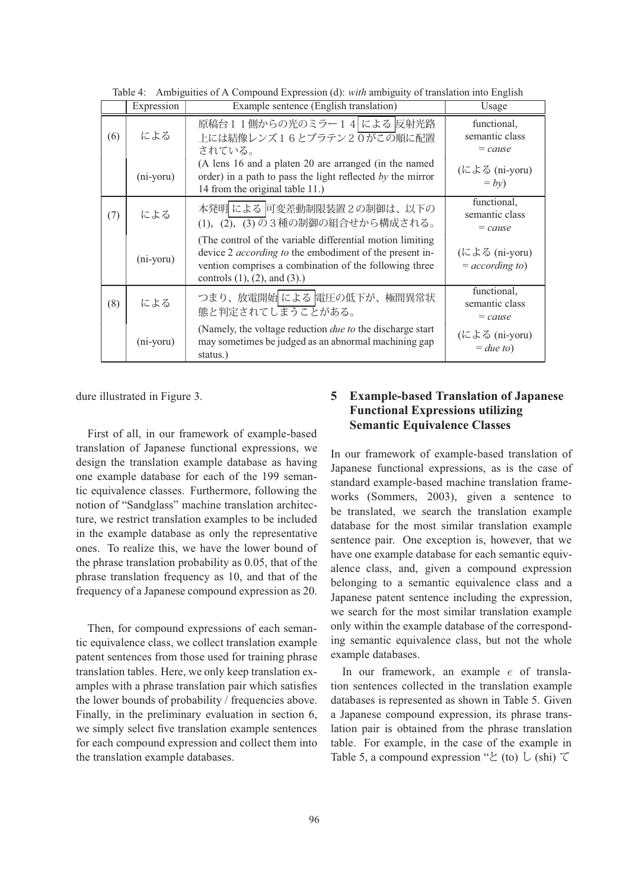Table 4: Ambiguities of A Compound Expression (d): *with* ambiguity of translation into English

| | Expression | Example sentence (English translation) | Usage |
|---|---|---|---|
| (6) | による | 原稿台１１側からの光のミラー１４ による 反射光路上には結像レンズ１６とプラテン２０がこの順に配置されている。 | functional, semantic class = *cause* |
| | (ni-yoru) | (A lens 16 and a platen 20 are arranged (in the named order) in a path to pass the light reflected *by* the mirror 14 from the original table 11.) | (による (ni-yoru) = *by*) |
| (7) | による | 本発明 による 可変差動制限装置２の制御は、以下の(1)，(2)，(3)の３種の制御の組合せから構成される。 | functional, semantic class = *cause* |
| | (ni-yoru) | (The control of the variable differential motion limiting device 2 *according to* the embodiment of the present invention comprises a combination of the following three controls (1), (2), and (3).) | (による (ni-yoru) = *according to*) |
| (8) | による | つまり、放電開始 による 電圧の低下が、極間異常状態と判定されてしまうことがある。 | functional, semantic class = *cause* |
| | (ni-yoru) | (Namely, the voltage reduction *due to* the discharge start may sometimes be judged as an abnormal machining gap status.) | (による (ni-yoru) = *due to*) |

dure illustrated in Figure 3.

First of all, in our framework of example-based translation of Japanese functional expressions, we design the translation example database as having one example database for each of the 199 semantic equivalence classes. Furthermore, following the notion of "Sandglass" machine translation architecture, we restrict translation examples to be included in the example database as only the representative ones. To realize this, we have the lower bound of the phrase translation probability as 0.05, that of the phrase translation frequency as 10, and that of the frequency of a Japanese compound expression as 20.

Then, for compound expressions of each semantic equivalence class, we collect translation example patent sentences from those used for training phrase translation tables. Here, we only keep translation examples with a phrase translation pair which satisfies the lower bounds of probability / frequencies above. Finally, in the preliminary evaluation in section 6, we simply select five translation example sentences for each compound expression and collect them into the translation example databases.

## 5 Example-based Translation of Japanese Functional Expressions utilizing Semantic Equivalence Classes

In our framework of example-based translation of Japanese functional expressions, as is the case of standard example-based machine translation frameworks (Sommers, 2003), given a sentence to be translated, we search the translation example database for the most similar translation example sentence pair. One exception is, however, that we have one example database for each semantic equivalence class, and, given a compound expression belonging to a semantic equivalence class and a Japanese patent sentence including the expression, we search for the most similar translation example only within the example database of the corresponding semantic equivalence class, but not the whole example databases.

In our framework, an example $e$ of translation sentences collected in the translation example databases is represented as shown in Table 5. Given a Japanese compound expression, its phrase translation pair is obtained from the phrase translation table. For example, in the case of the example in Table 5, a compound expression "と (to) し (shi) て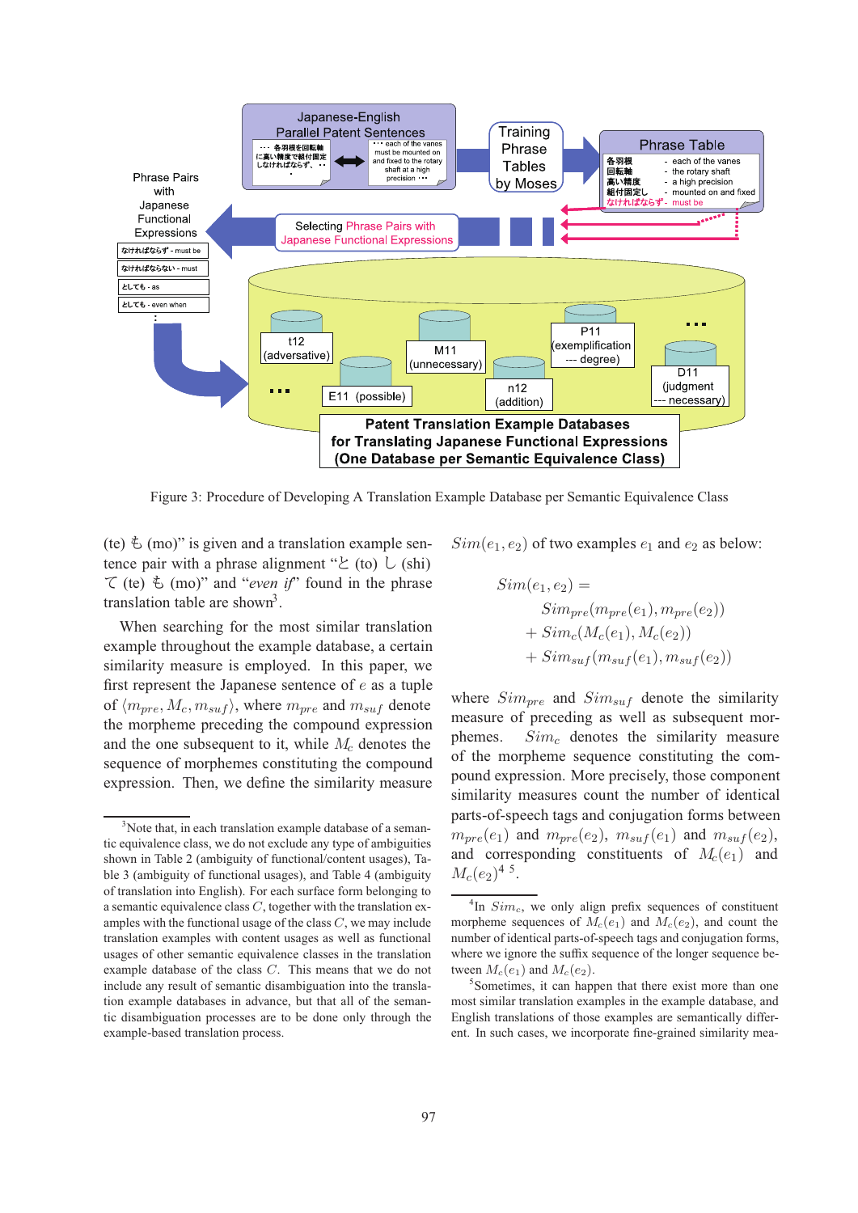Figure 3: Procedure of Developing A Translation Example Database per Semantic Equivalence Class

(te) も (mo)" is given and a translation example sentence pair with a phrase alignment "と (to) し (shi) て (te) も (mo)" and "*even if*" found in the phrase translation table are shown[3].

When searching for the most similar translation example throughout the example database, a certain similarity measure is employed. In this paper, we first represent the Japanese sentence of $e$ as a tuple of $\langle m_{pre}, M_c, m_{suf}\rangle$, where $m_{pre}$ and $m_{suf}$ denote the morpheme preceding the compound expression and the one subsequent to it, while $M_c$ denotes the sequence of morphemes constituting the compound expression. Then, we define the similarity measure $Sim(e_1, e_2)$ of two examples $e_1$ and $e_2$ as below:

$$
\begin{aligned}
Sim(e_1, e_2) = \\
&Sim_{pre}(m_{pre}(e_1), m_{pre}(e_2)) \\
&+ Sim_c(M_c(e_1), M_c(e_2)) \\
&+ Sim_{suf}(m_{suf}(e_1), m_{suf}(e_2))
\end{aligned}
$$

where $Sim_{pre}$ and $Sim_{suf}$ denote the similarity measure of preceding as well as subsequent morphemes. $Sim_c$ denotes the similarity measure of the morpheme sequence constituting the compound expression. More precisely, those component similarity measures count the number of identical parts-of-speech tags and conjugation forms between $m_{pre}(e_1)$ and $m_{pre}(e_2)$, $m_{suf}(e_1)$ and $m_{suf}(e_2)$, and corresponding constituents of $M_c(e_1)$ and $M_c(e_2)$[4 5].

[3] Note that, in each translation example database of a semantic equivalence class, we do not exclude any type of ambiguities shown in Table 2 (ambiguity of functional/content usages), Table 3 (ambiguity of functional usages), and Table 4 (ambiguity of translation into English). For each surface form belonging to a semantic equivalence class $C$, together with the translation examples with the functional usage of the class $C$, we may include translation examples with content usages as well as functional usages of other semantic equivalence classes in the translation example database of the class $C$. This means that we do not include any result of semantic disambiguation into the translation example databases in advance, but that all of the semantic disambiguation processes are to be done only through the example-based translation process.

[4] In $Sim_c$, we only align prefix sequences of constituent morpheme sequences of $M_c(e_1)$ and $M_c(e_2)$, and count the number of identical parts-of-speech tags and conjugation forms, where we ignore the suffix sequence of the longer sequence between $M_c(e_1)$ and $M_c(e_2)$.

[5] Sometimes, it can happen that there exist more than one most similar translation examples in the example database, and English translations of those examples are semantically different. In such cases, we incorporate fine-grained similarity mea-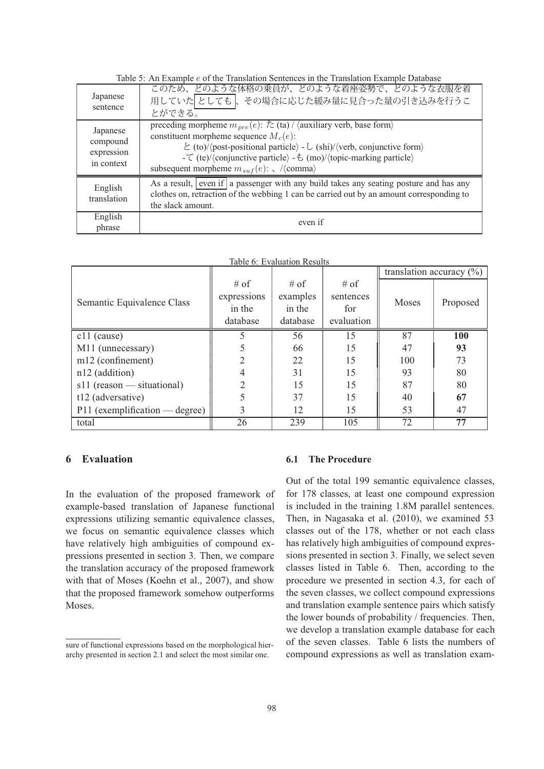Table 5: An Example $e$ of the Translation Sentences in the Translation Example Database

| | |
|---|---|
| Japanese sentence | このため、どのような体格の乗員が、どのような着座姿勢で、どのような衣服を着用していた としても 、その場合に応じた緩み量に見合った量の引き込みを行うことができる。 |
| Japanese compound expression in context | preceding morpheme $m_{pre}(e)$: た (ta) / ⟨auxiliary verb, base form⟩<br>constituent morpheme sequence $M_c(e)$:<br>と (to)/⟨post-positional particle⟩ - し (shi)/⟨verb, conjunctive form⟩<br>-て (te)/⟨conjunctive particle⟩ - も (mo)/⟨topic-marking particle⟩<br>subsequent morpheme $m_{suf}(e)$: 、/⟨comma⟩ |
| English translation | As a result, even if a passenger with any build takes any seating posture and has any clothes on, retraction of the webbing 1 can be carried out by an amount corresponding to the slack amount. |
| English phrase | even if |

Table 6: Evaluation Results

| Semantic Equivalence Class | # of expressions in the database | # of examples in the database | # of sentences for evaluation | translation accuracy (%) | |
|---|---|---|---|---|---|
| | | | | Moses | Proposed |
| c11 (cause) | 5 | 56 | 15 | 87 | **100** |
| M11 (unnecessary) | 5 | 66 | 15 | 47 | **93** |
| m12 (confinement) | 2 | 22 | 15 | 100 | 73 |
| n12 (addition) | 4 | 31 | 15 | 93 | 80 |
| s11 (reason — situational) | 2 | 15 | 15 | 87 | 80 |
| t12 (adversative) | 5 | 37 | 15 | 40 | **67** |
| P11 (exemplification — degree) | 3 | 12 | 15 | 53 | 47 |
| total | 26 | 239 | 105 | 72 | **77** |

## 6 Evaluation

In the evaluation of the proposed framework of example-based translation of Japanese functional expressions utilizing semantic equivalence classes, we focus on semantic equivalence classes which have relatively high ambiguities of compound expressions presented in section 3. Then, we compare the translation accuracy of the proposed framework with that of Moses (Koehn et al., 2007), and show that the proposed framework somehow outperforms Moses.

sure of functional expressions based on the morphological hierarchy presented in section 2.1 and select the most similar one.

### 6.1 The Procedure

Out of the total 199 semantic equivalence classes, for 178 classes, at least one compound expression is included in the training 1.8M parallel sentences. Then, in Nagasaka et al. (2010), we examined 53 classes out of the 178, whether or not each class has relatively high ambiguities of compound expressions presented in section 3. Finally, we select seven classes listed in Table 6. Then, according to the procedure we presented in section 4.3, for each of the seven classes, we collect compound expressions and translation example sentence pairs which satisfy the lower bounds of probability / frequencies. Then, we develop a translation example database for each of the seven classes. Table 6 lists the numbers of compound expressions as well as translation exam-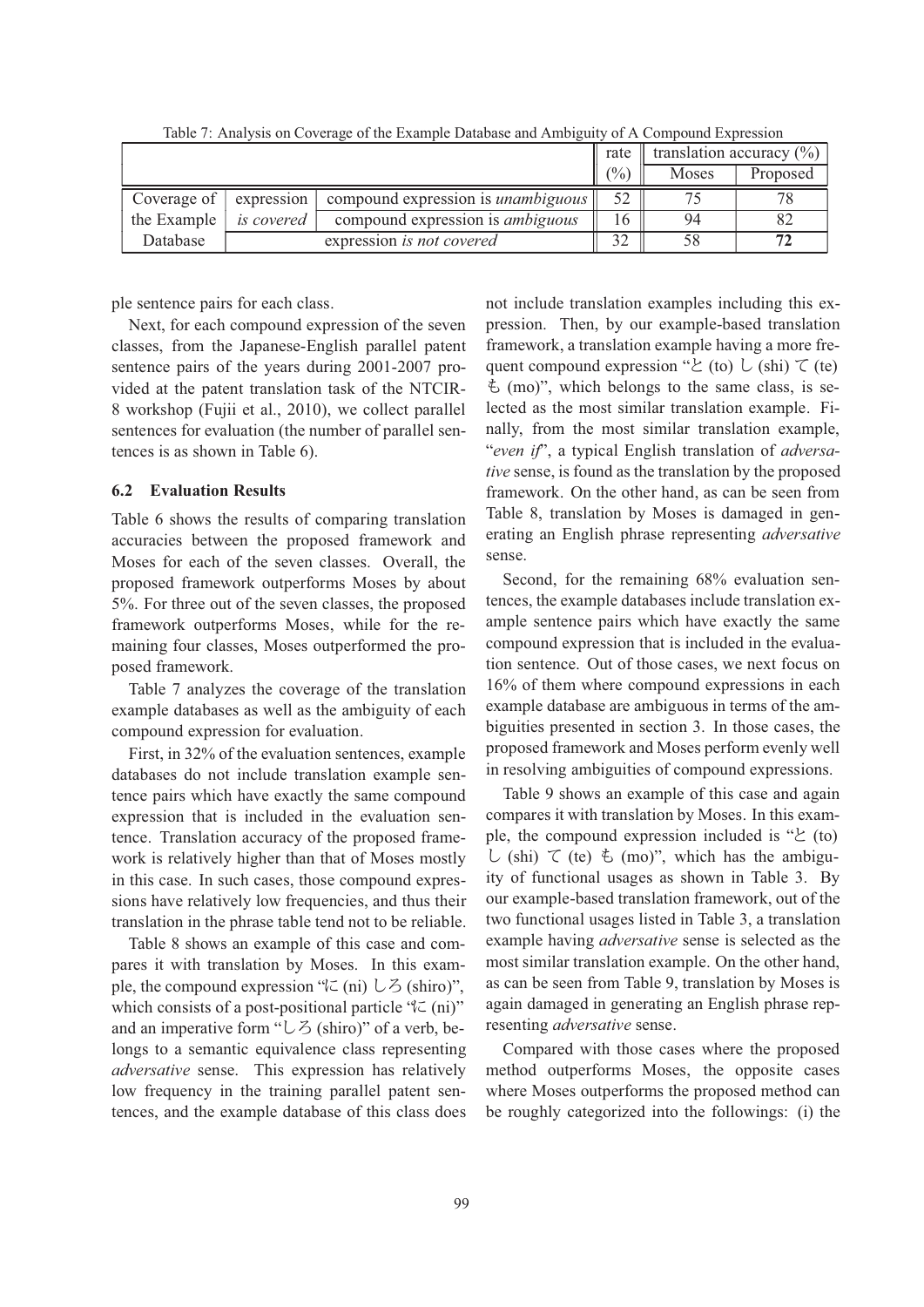Table 7: Analysis on Coverage of the Example Database and Ambiguity of A Compound Expression

| | | | rate (%) | translation accuracy (%) | |
|---|---|---|---|---|---|
| | | | | Moses | Proposed |
| Coverage of the Example Database | expression *is covered* | compound expression is *unambiguous* | 52 | 75 | 78 |
| | | compound expression is *ambiguous* | 16 | 94 | 82 |
| | expression *is not covered* | | 32 | 58 | **72** |

ple sentence pairs for each class.

Next, for each compound expression of the seven classes, from the Japanese-English parallel patent sentence pairs of the years during 2001-2007 provided at the patent translation task of the NTCIR-8 workshop (Fujii et al., 2010), we collect parallel sentences for evaluation (the number of parallel sentences is as shown in Table 6).

### 6.2 Evaluation Results

Table 6 shows the results of comparing translation accuracies between the proposed framework and Moses for each of the seven classes. Overall, the proposed framework outperforms Moses by about 5%. For three out of the seven classes, the proposed framework outperforms Moses, while for the remaining four classes, Moses outperformed the proposed framework.

Table 7 analyzes the coverage of the translation example databases as well as the ambiguity of each compound expression for evaluation.

First, in 32% of the evaluation sentences, example databases do not include translation example sentence pairs which have exactly the same compound expression that is included in the evaluation sentence. Translation accuracy of the proposed framework is relatively higher than that of Moses mostly in this case. In such cases, those compound expressions have relatively low frequencies, and thus their translation in the phrase table tend not to be reliable.

Table 8 shows an example of this case and compares it with translation by Moses. In this example, the compound expression "に (ni) しろ (shiro)", which consists of a post-positional particle "に (ni)" and an imperative form "しろ (shiro)" of a verb, belongs to a semantic equivalence class representing *adversative* sense. This expression has relatively low frequency in the training parallel patent sentences, and the example database of this class does not include translation examples including this expression. Then, by our example-based translation framework, a translation example having a more frequent compound expression "と (to) し (shi) て (te) も (mo)", which belongs to the same class, is selected as the most similar translation example. Finally, from the most similar translation example, "*even if*", a typical English translation of *adversative* sense, is found as the translation by the proposed framework. On the other hand, as can be seen from Table 8, translation by Moses is damaged in generating an English phrase representing *adversative* sense.

Second, for the remaining 68% evaluation sentences, the example databases include translation example sentence pairs which have exactly the same compound expression that is included in the evaluation sentence. Out of those cases, we next focus on 16% of them where compound expressions in each example database are ambiguous in terms of the ambiguities presented in section 3. In those cases, the proposed framework and Moses perform evenly well in resolving ambiguities of compound expressions.

Table 9 shows an example of this case and again compares it with translation by Moses. In this example, the compound expression included is "と (to) し (shi) て (te) も (mo)", which has the ambiguity of functional usages as shown in Table 3. By our example-based translation framework, out of the two functional usages listed in Table 3, a translation example having *adversative* sense is selected as the most similar translation example. On the other hand, as can be seen from Table 9, translation by Moses is again damaged in generating an English phrase representing *adversative* sense.

Compared with those cases where the proposed method outperforms Moses, the opposite cases where Moses outperforms the proposed method can be roughly categorized into the followings: (i) the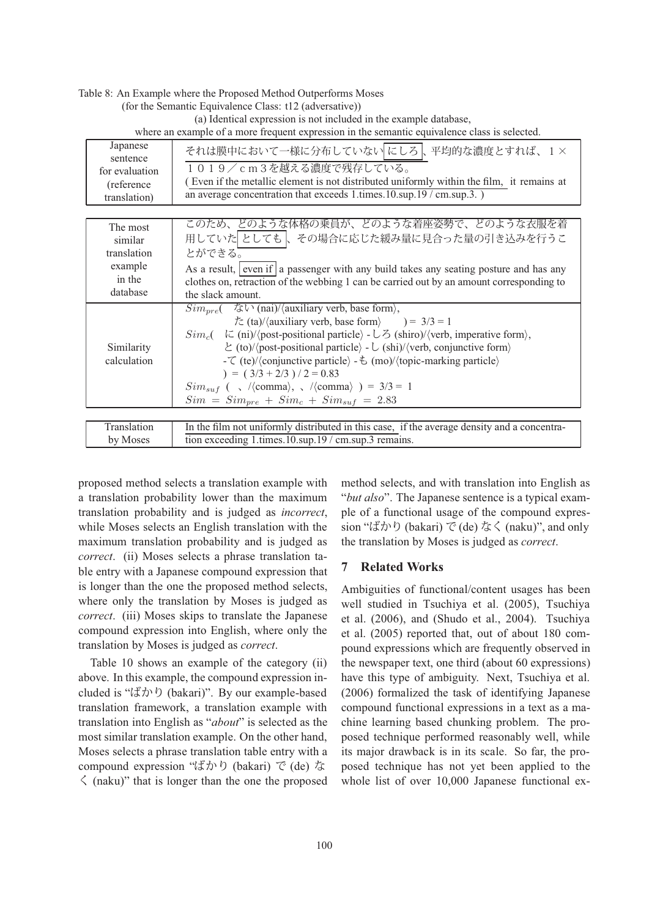Table 8: An Example where the Proposed Method Outperforms Moses
(for the Semantic Equivalence Class: t12 (adversative))
(a) Identical expression is not included in the example database,
where an example of a more frequent expression in the semantic equivalence class is selected.

| | |
|---|---|
| Japanese sentence for evaluation (reference translation) | それは膜中において一様に分布していない にしろ 、平均的な濃度とすれば、１×１０１９／ｃｍ３を越える濃度で残存している。<br>( Even if the metallic element is not distributed uniformly within the film, it remains at an average concentration that exceeds 1.times.10.sup.19 / cm.sup.3. ) |
| The most similar translation example in the database | このため、どのような体格の乗員が、どのような着座姿勢で、どのような衣服を着用していた としても 、その場合に応じた緩み量に見合った量の引き込みを行うことができる。<br>As a result, even if a passenger with any build takes any seating posture and has any clothes on, retraction of the webbing 1 can be carried out by an amount corresponding to the slack amount. |
| Similarity calculation | $Sim_{pre}$( ない (nai)/⟨auxiliary verb, base form⟩, た (ta)/⟨auxiliary verb, base form⟩ ) = 3/3 = 1<br>$Sim_c$( に (ni)/⟨post-positional particle⟩ - しろ (shiro)/⟨verb, imperative form⟩, と (to)/⟨post-positional particle⟩ - し (shi)/⟨verb, conjunctive form⟩ -て (te)/⟨conjunctive particle⟩ - も (mo)/⟨topic-marking particle⟩ ) = ( 3/3 + 2/3 ) / 2 = 0.83<br>$Sim_{suf}$ ( 、/⟨comma⟩, 、/⟨comma⟩ ) = 3/3 = 1<br>$Sim = Sim_{pre} + Sim_c + Sim_{suf} = 2.83$ |
| Translation by Moses | In the film not uniformly distributed in this case, if the average density and a concentration exceeding 1.times.10.sup.19 / cm.sup.3 remains. |

proposed method selects a translation example with a translation probability lower than the maximum translation probability and is judged as *incorrect*, while Moses selects an English translation with the maximum translation probability and is judged as *correct*. (ii) Moses selects a phrase translation table entry with a Japanese compound expression that is longer than the one the proposed method selects, where only the translation by Moses is judged as *correct*. (iii) Moses skips to translate the Japanese compound expression into English, where only the translation by Moses is judged as *correct*.

Table 10 shows an example of the category (ii) above. In this example, the compound expression included is "ばかり (bakari)". By our example-based translation framework, a translation example with translation into English as "*about*" is selected as the most similar translation example. On the other hand, Moses selects a phrase translation table entry with a compound expression "ばかり (bakari) で (de) なく (naku)" that is longer than the one the proposed method selects, and with translation into English as "*but also*". The Japanese sentence is a typical example of a functional usage of the compound expression "ばかり (bakari) で (de) なく (naku)", and only the translation by Moses is judged as *correct*.

## 7 Related Works

Ambiguities of functional/content usages has been well studied in Tsuchiya et al. (2005), Tsuchiya et al. (2006), and (Shudo et al., 2004). Tsuchiya et al. (2005) reported that, out of about 180 compound expressions which are frequently observed in the newspaper text, one third (about 60 expressions) have this type of ambiguity. Next, Tsuchiya et al. (2006) formalized the task of identifying Japanese compound functional expressions in a text as a machine learning based chunking problem. The proposed technique performed reasonably well, while its major drawback is in its scale. So far, the proposed technique has not yet been applied to the whole list of over 10,000 Japanese functional ex-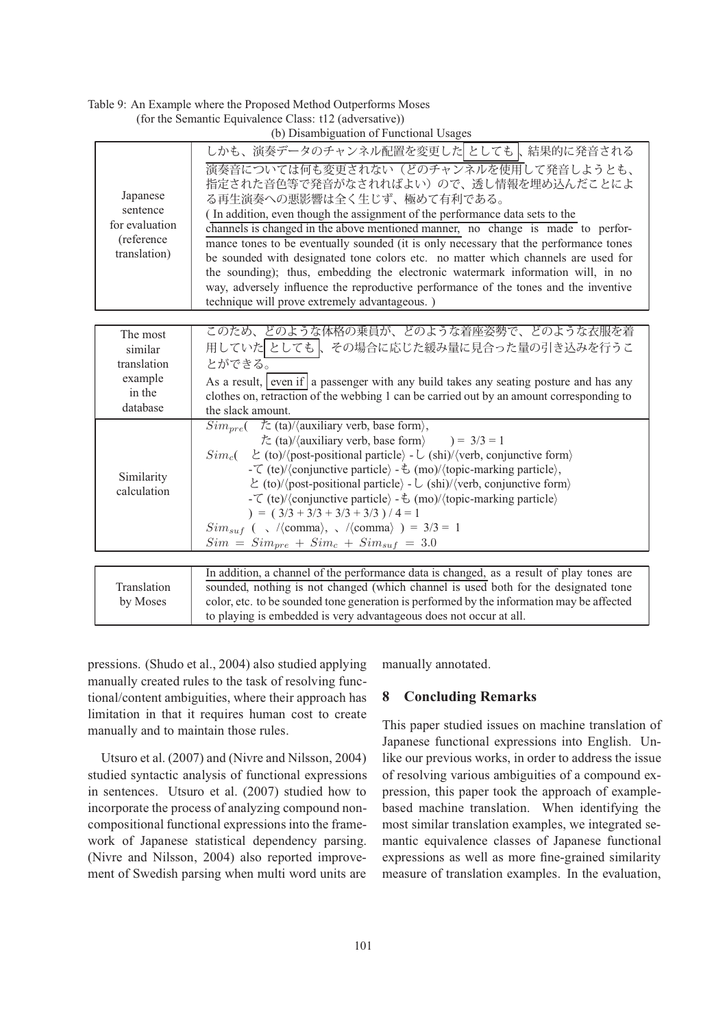Table 9: An Example where the Proposed Method Outperforms Moses
(for the Semantic Equivalence Class: t12 (adversative))
(b) Disambiguation of Functional Usages

| | |
|---|---|
| Japanese sentence for evaluation (reference translation) | しかも、演奏データのチャンネル配置を変更した[としても]、結果的に発音される演奏音については何も変更されない（どのチャンネルを使用して発音しようとも、指定された音色等で発音がなされればよい）ので、透し情報を埋め込んだことによる再生演奏への悪影響は全く生じず、極めて有利である。<br>( In addition, even though the assignment of the performance data sets to the channels is changed in the above mentioned manner, no change is made to performance tones to be eventually sounded (it is only necessary that the performance tones be sounded with designated tone colors etc. no matter which channels are used for the sounding); thus, embedding the electronic watermark information will, in no way, adversely influence the reproductive performance of the tones and the inventive technique will prove extremely advantageous. ) |
| The most similar translation example in the database | このため、どのような体格の乗員が、どのような着座姿勢で、どのような衣服を着用していた[としても]、その場合に応じた緩み量に見合った量の引き込みを行うことができる。<br>As a result, [even if] a passenger with any build takes any seating posture and has any clothes on, retraction of the webbing 1 can be carried out by an amount corresponding to the slack amount. |
| Similarity calculation | $Sim_{pre}$( た (ta)/⟨auxiliary verb, base form⟩, た (ta)/⟨auxiliary verb, base form⟩ ) = 3/3 = 1<br>$Sim_c$( と (to)/⟨post-positional particle⟩ - し (shi)/⟨verb, conjunctive form⟩ -て (te)/⟨conjunctive particle⟩ - も (mo)/⟨topic-marking particle⟩, と (to)/⟨post-positional particle⟩ - し (shi)/⟨verb, conjunctive form⟩ -て (te)/⟨conjunctive particle⟩ - も (mo)/⟨topic-marking particle⟩ ) = ( 3/3 + 3/3 + 3/3 + 3/3 ) / 4 = 1<br>$Sim_{suf}$ ( 、/⟨comma⟩, 、/⟨comma⟩ ) = 3/3 = 1<br>$Sim = Sim_{pre} + Sim_c + Sim_{suf} = 3.0$ |
| Translation by Moses | In addition, a channel of the performance data is changed, as a result of play tones are sounded, nothing is not changed (which channel is used both for the designated tone color, etc. to be sounded tone generation is performed by the information may be affected to playing is embedded is very advantageous does not occur at all. |

pressions. (Shudo et al., 2004) also studied applying manually created rules to the task of resolving functional/content ambiguities, where their approach has limitation in that it requires human cost to create manually and to maintain those rules.

Utsuro et al. (2007) and (Nivre and Nilsson, 2004) studied syntactic analysis of functional expressions in sentences. Utsuro et al. (2007) studied how to incorporate the process of analyzing compound noncompositional functional expressions into the framework of Japanese statistical dependency parsing. (Nivre and Nilsson, 2004) also reported improvement of Swedish parsing when multi word units are manually annotated.

## 8 Concluding Remarks

This paper studied issues on machine translation of Japanese functional expressions into English. Unlike our previous works, in order to address the issue of resolving various ambiguities of a compound expression, this paper took the approach of example-based machine translation. When identifying the most similar translation examples, we integrated semantic equivalence classes of Japanese functional expressions as well as more fine-grained similarity measure of translation examples. In the evaluation,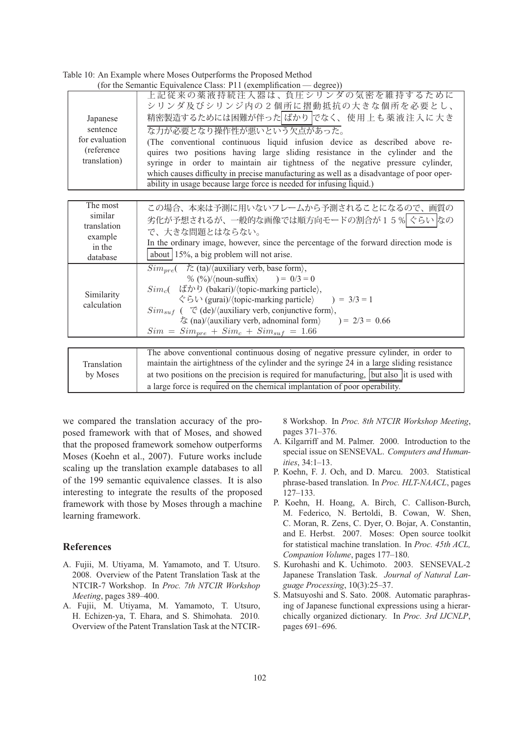Table 10: An Example where Moses Outperforms the Proposed Method (for the Semantic Equivalence Class: P11 (exemplification — degree))

| | |
|---|---|
| Japanese sentence for evaluation (reference translation) | 上記従来の薬液持続注入器は、負圧シリンダの気密を維持するためにシリンダ及びシリンジ内の２個所に摺動抵抗の大きな個所を必要とし、精密製造するためには困難が伴った ばかり でなく、使用上も薬液注入に大きな力が必要となり操作性が悪いという欠点があった。 (The conventional continuous liquid infusion device as described above requires two positions having large sliding resistance in the cylinder and the syringe in order to maintain air tightness of the negative pressure cylinder, which causes difficulty in precise manufacturing as well as a disadvantage of poor operability in usage because large force is needed for infusing liquid.) |
| The most similar translation example in the database | この場合、本来は予測に用いないフレームから予測されることになるので、画質の劣化が予想されるが、一般的な画像では順方向モードの割合が１５％ ぐらい なので、大きな問題とはならない。 In the ordinary image, however, since the percentage of the forward direction mode is about 15%, a big problem will not arise. |
| Similarity calculation | $Sim_{pre}$( た (ta)/⟨auxiliary verb, base form⟩, % (%)/⟨noun-suffix⟩ ) = 0/3 = 0 <br> $Sim_c$( ばかり (bakari)/⟨topic-marking particle⟩, ぐらい (gurai)/⟨topic-marking particle⟩ ) = 3/3 = 1 <br> $Sim_{suf}$ ( で (de)/⟨auxiliary verb, conjunctive form⟩, な (na)/⟨auxiliary verb, adnominal form⟩ ) = 2/3 = 0.66 <br> $Sim = Sim_{pre} + Sim_c + Sim_{suf} = 1.66$ |
| Translation by Moses | The above conventional continuous dosing of negative pressure cylinder, in order to maintain the airtightness of the cylinder and the syringe 24 in a large sliding resistance at two positions on the precision is required for manufacturing, but also it is used with a large force is required on the chemical implantation of poor operability. |

we compared the translation accuracy of the proposed framework with that of Moses, and showed that the proposed framework somehow outperforms Moses (Koehn et al., 2007). Future works include scaling up the translation example databases to all of the 199 semantic equivalence classes. It is also interesting to integrate the results of the proposed framework with those by Moses through a machine learning framework.

## References

A. Fujii, M. Utiyama, M. Yamamoto, and T. Utsuro. 2008. Overview of the Patent Translation Task at the NTCIR-7 Workshop. In *Proc. 7th NTCIR Workshop Meeting*, pages 389–400.

A. Fujii, M. Utiyama, M. Yamamoto, T. Utsuro, H. Echizen-ya, T. Ehara, and S. Shimohata. 2010. Overview of the Patent Translation Task at the NTCIR-8 Workshop. In *Proc. 8th NTCIR Workshop Meeting*, pages 371–376.

A. Kilgarriff and M. Palmer. 2000. Introduction to the special issue on SENSEVAL. *Computers and Humanities*, 34:1–13.

P. Koehn, F. J. Och, and D. Marcu. 2003. Statistical phrase-based translation. In *Proc. HLT-NAACL*, pages 127–133.

P. Koehn, H. Hoang, A. Birch, C. Callison-Burch, M. Federico, N. Bertoldi, B. Cowan, W. Shen, C. Moran, R. Zens, C. Dyer, O. Bojar, A. Constantin, and E. Herbst. 2007. Moses: Open source toolkit for statistical machine translation. In *Proc. 45th ACL, Companion Volume*, pages 177–180.

S. Kurohashi and K. Uchimoto. 2003. SENSEVAL-2 Japanese Translation Task. *Journal of Natural Language Processing*, 10(3):25–37.

S. Matsuyoshi and S. Sato. 2008. Automatic paraphrasing of Japanese functional expressions using a hierarchically organized dictionary. In *Proc. 3rd IJCNLP*, pages 691–696.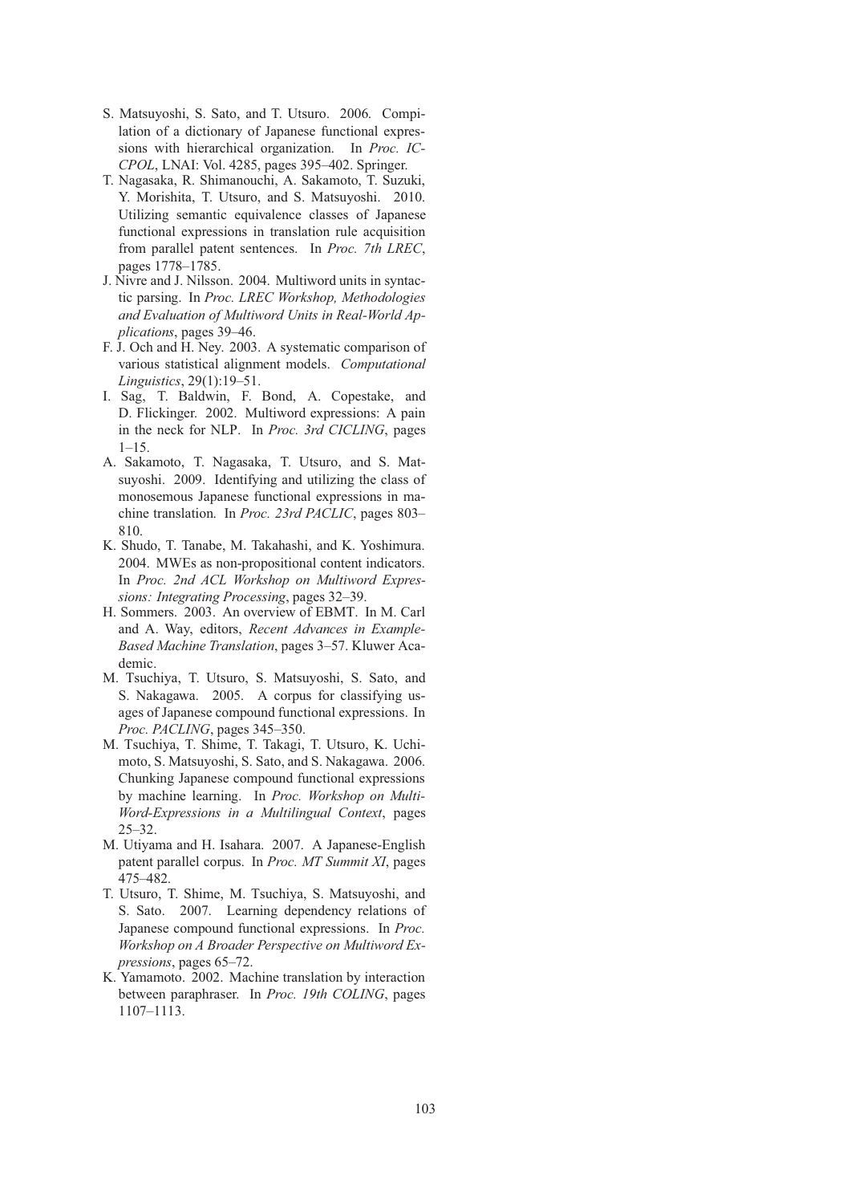S. Matsuyoshi, S. Sato, and T. Utsuro. 2006. Compilation of a dictionary of Japanese functional expressions with hierarchical organization. In *Proc. ICCPOL*, LNAI: Vol. 4285, pages 395–402. Springer.

T. Nagasaka, R. Shimanouchi, A. Sakamoto, T. Suzuki, Y. Morishita, T. Utsuro, and S. Matsuyoshi. 2010. Utilizing semantic equivalence classes of Japanese functional expressions in translation rule acquisition from parallel patent sentences. In *Proc. 7th LREC*, pages 1778–1785.

J. Nivre and J. Nilsson. 2004. Multiword units in syntactic parsing. In *Proc. LREC Workshop, Methodologies and Evaluation of Multiword Units in Real-World Applications*, pages 39–46.

F. J. Och and H. Ney. 2003. A systematic comparison of various statistical alignment models. *Computational Linguistics*, 29(1):19–51.

I. Sag, T. Baldwin, F. Bond, A. Copestake, and D. Flickinger. 2002. Multiword expressions: A pain in the neck for NLP. In *Proc. 3rd CICLING*, pages 1–15.

A. Sakamoto, T. Nagasaka, T. Utsuro, and S. Matsuyoshi. 2009. Identifying and utilizing the class of monosemous Japanese functional expressions in machine translation. In *Proc. 23rd PACLIC*, pages 803–810.

K. Shudo, T. Tanabe, M. Takahashi, and K. Yoshimura. 2004. MWEs as non-propositional content indicators. In *Proc. 2nd ACL Workshop on Multiword Expressions: Integrating Processing*, pages 32–39.

H. Sommers. 2003. An overview of EBMT. In M. Carl and A. Way, editors, *Recent Advances in Example-Based Machine Translation*, pages 3–57. Kluwer Academic.

M. Tsuchiya, T. Utsuro, S. Matsuyoshi, S. Sato, and S. Nakagawa. 2005. A corpus for classifying usages of Japanese compound functional expressions. In *Proc. PACLING*, pages 345–350.

M. Tsuchiya, T. Shime, T. Takagi, T. Utsuro, K. Uchimoto, S. Matsuyoshi, S. Sato, and S. Nakagawa. 2006. Chunking Japanese compound functional expressions by machine learning. In *Proc. Workshop on Multi-Word-Expressions in a Multilingual Context*, pages 25–32.

M. Utiyama and H. Isahara. 2007. A Japanese-English patent parallel corpus. In *Proc. MT Summit XI*, pages 475–482.

T. Utsuro, T. Shime, M. Tsuchiya, S. Matsuyoshi, and S. Sato. 2007. Learning dependency relations of Japanese compound functional expressions. In *Proc. Workshop on A Broader Perspective on Multiword Expressions*, pages 65–72.

K. Yamamoto. 2002. Machine translation by interaction between paraphraser. In *Proc. 19th COLING*, pages 1107–1113.